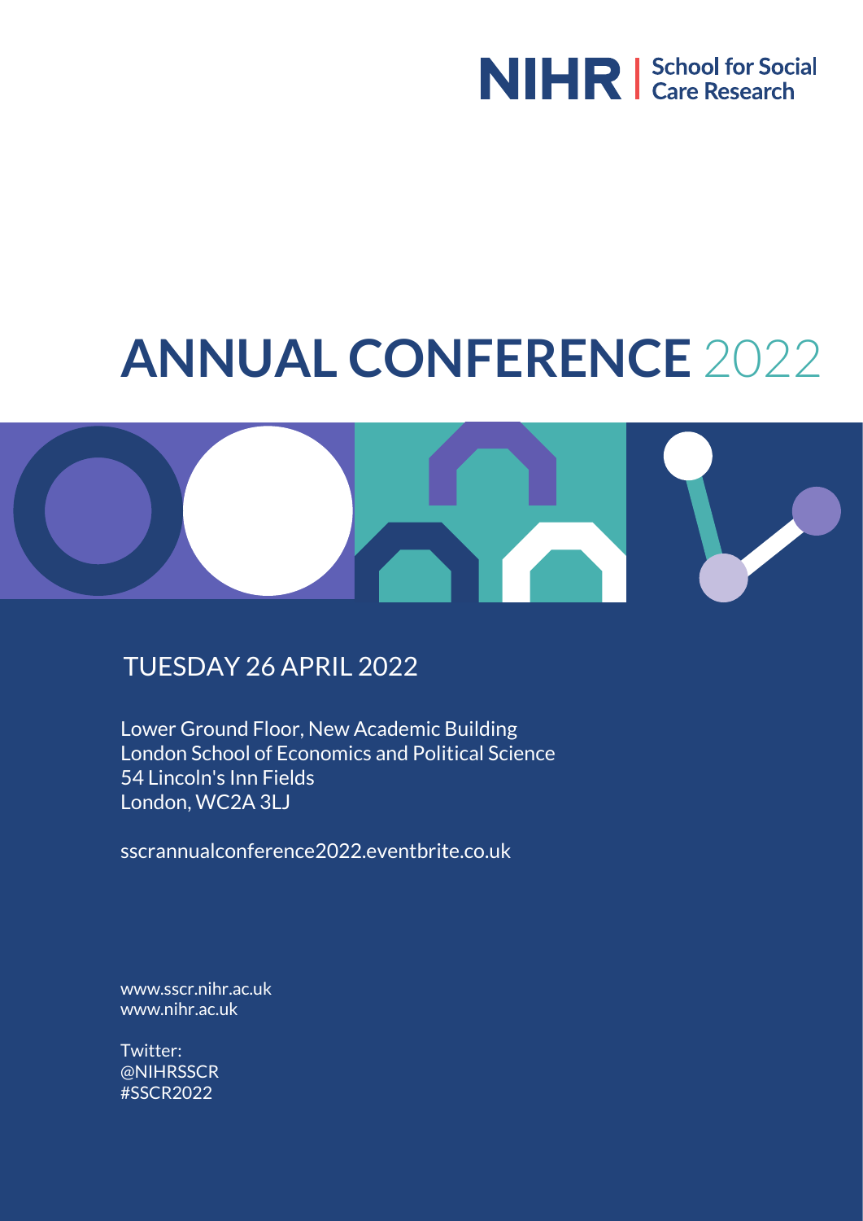NIHR | School for Social Care Research

# ANNUAL CONFERENCE 2022

## TUESDAY 26 APRIL 2022

Lower Ground Floor, New Academic Building
London School of Economics and Political Science
54 Lincoln's Inn Fields
London, WC2A 3LJ

sscrannualconference2022.eventbrite.co.uk

www.sscr.nihr.ac.uk
www.nihr.ac.uk

Twitter:
@NIHRSSCR
#SSCR2022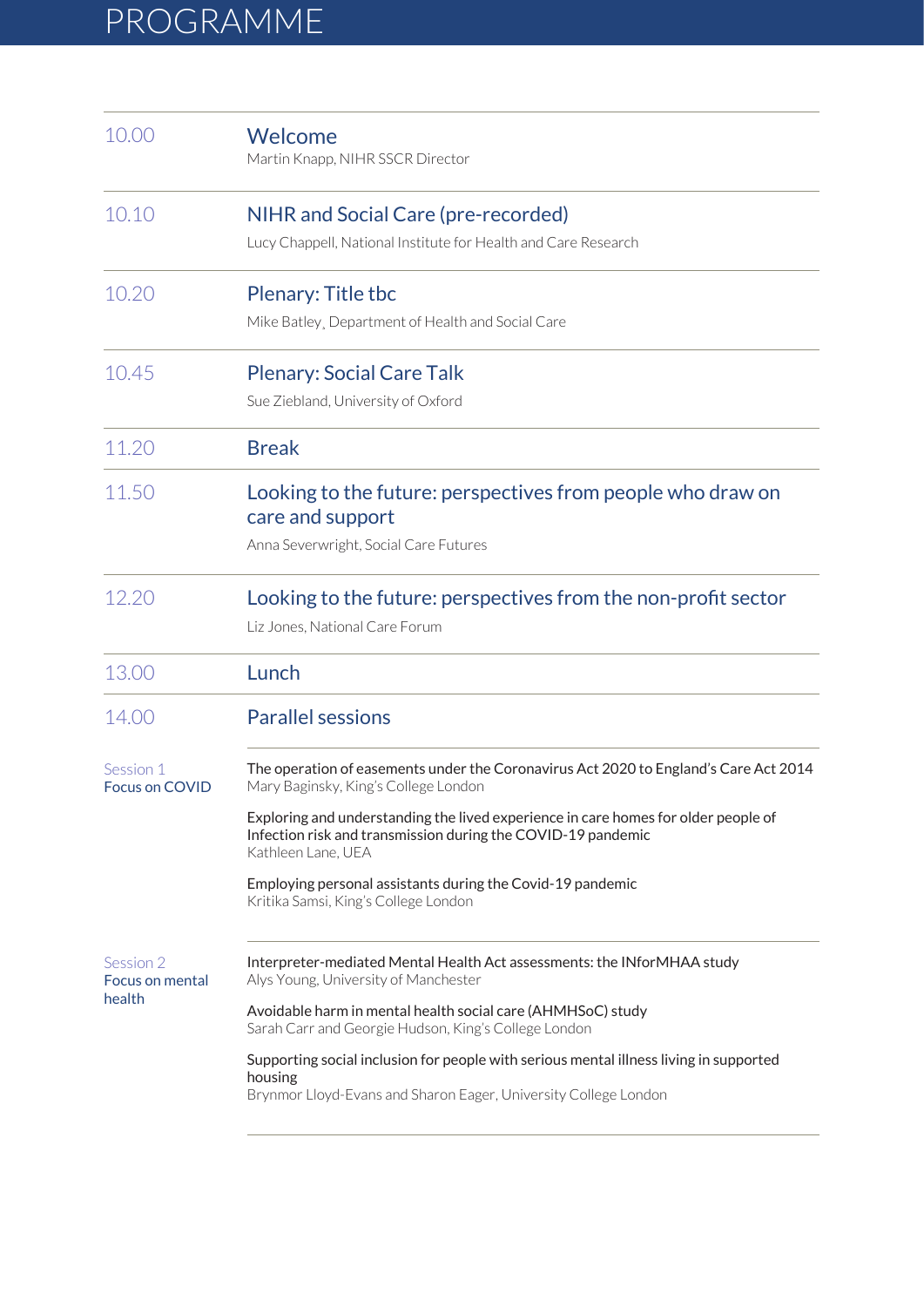# PROGRAMME

**10.00** — **Welcome**
Martin Knapp, NIHR SSCR Director

**10.10** — **NIHR and Social Care (pre-recorded)**
Lucy Chappell, National Institute for Health and Care Research

**10.20** — **Plenary: Title tbc**
Mike Batley, Department of Health and Social Care

**10.45** — **Plenary: Social Care Talk**
Sue Ziebland, University of Oxford

**11.20** — **Break**

**11.50** — **Looking to the future: perspectives from people who draw on care and support**
Anna Severwright, Social Care Futures

**12.20** — **Looking to the future: perspectives from the non-profit sector**
Liz Jones, National Care Forum

**13.00** — **Lunch**

**14.00** — **Parallel sessions**

### Session 1 – Focus on COVID

The operation of easements under the Coronavirus Act 2020 to England's Care Act 2014
Mary Baginsky, King's College London

Exploring and understanding the lived experience in care homes for older people of Infection risk and transmission during the COVID-19 pandemic
Kathleen Lane, UEA

Employing personal assistants during the Covid-19 pandemic
Kritika Samsi, King's College London

### Session 2 – Focus on mental health

Interpreter-mediated Mental Health Act assessments: the INforMHAA study
Alys Young, University of Manchester

Avoidable harm in mental health social care (AHMHSoC) study
Sarah Carr and Georgie Hudson, King's College London

Supporting social inclusion for people with serious mental illness living in supported housing
Brynmor Lloyd-Evans and Sharon Eager, University College London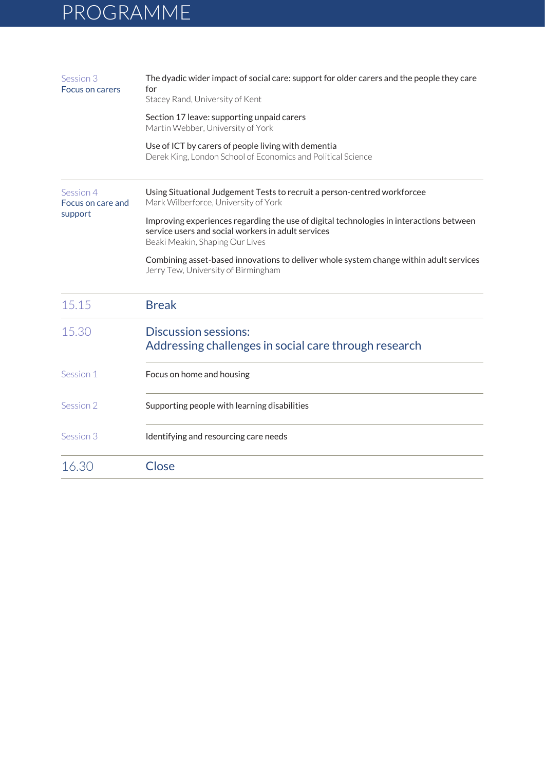# PROGRAMME

| | |
|---|---|
| Session 3<br>Focus on carers | The dyadic wider impact of social care: support for older carers and the people they care for<br>Stacey Rand, University of Kent<br><br>Section 17 leave: supporting unpaid carers<br>Martin Webber, University of York<br><br>Use of ICT by carers of people living with dementia<br>Derek King, London School of Economics and Political Science |
| Session 4<br>Focus on care and support | Using Situational Judgement Tests to recruit a person-centred workforcee<br>Mark Wilberforce, University of York<br><br>Improving experiences regarding the use of digital technologies in interactions between service users and social workers in adult services<br>Beaki Meakin, Shaping Our Lives<br><br>Combining asset-based innovations to deliver whole system change within adult services<br>Jerry Tew, University of Birmingham |
| 15.15 | **Break** |
| 15.30 | **Discussion sessions:<br>Addressing challenges in social care through research** |
| Session 1 | Focus on home and housing |
| Session 2 | Supporting people with learning disabilities |
| Session 3 | Identifying and resourcing care needs |
| 16.30 | **Close** |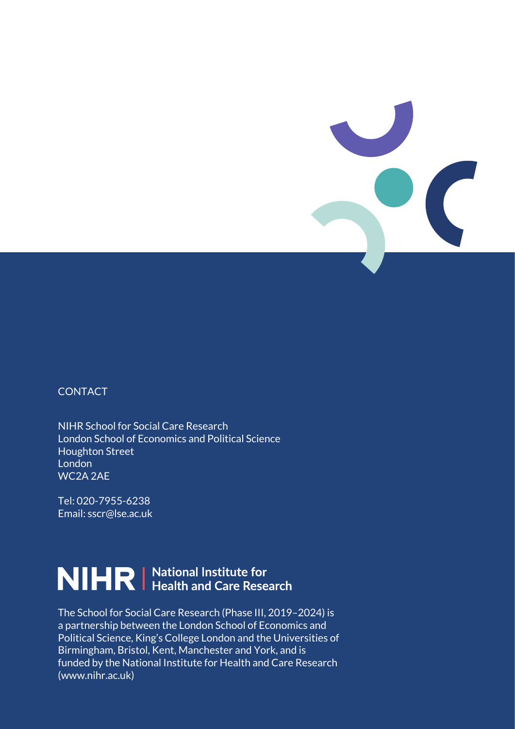CONTACT

NIHR School for Social Care Research
London School of Economics and Political Science
Houghton Street
London
WC2A 2AE

Tel: 020-7955-6238
Email: sscr@lse.ac.uk

**NIHR** | National Institute for Health and Care Research

The School for Social Care Research (Phase III, 2019–2024) is a partnership between the London School of Economics and Political Science, King's College London and the Universities of Birmingham, Bristol, Kent, Manchester and York, and is funded by the National Institute for Health and Care Research (www.nihr.ac.uk)